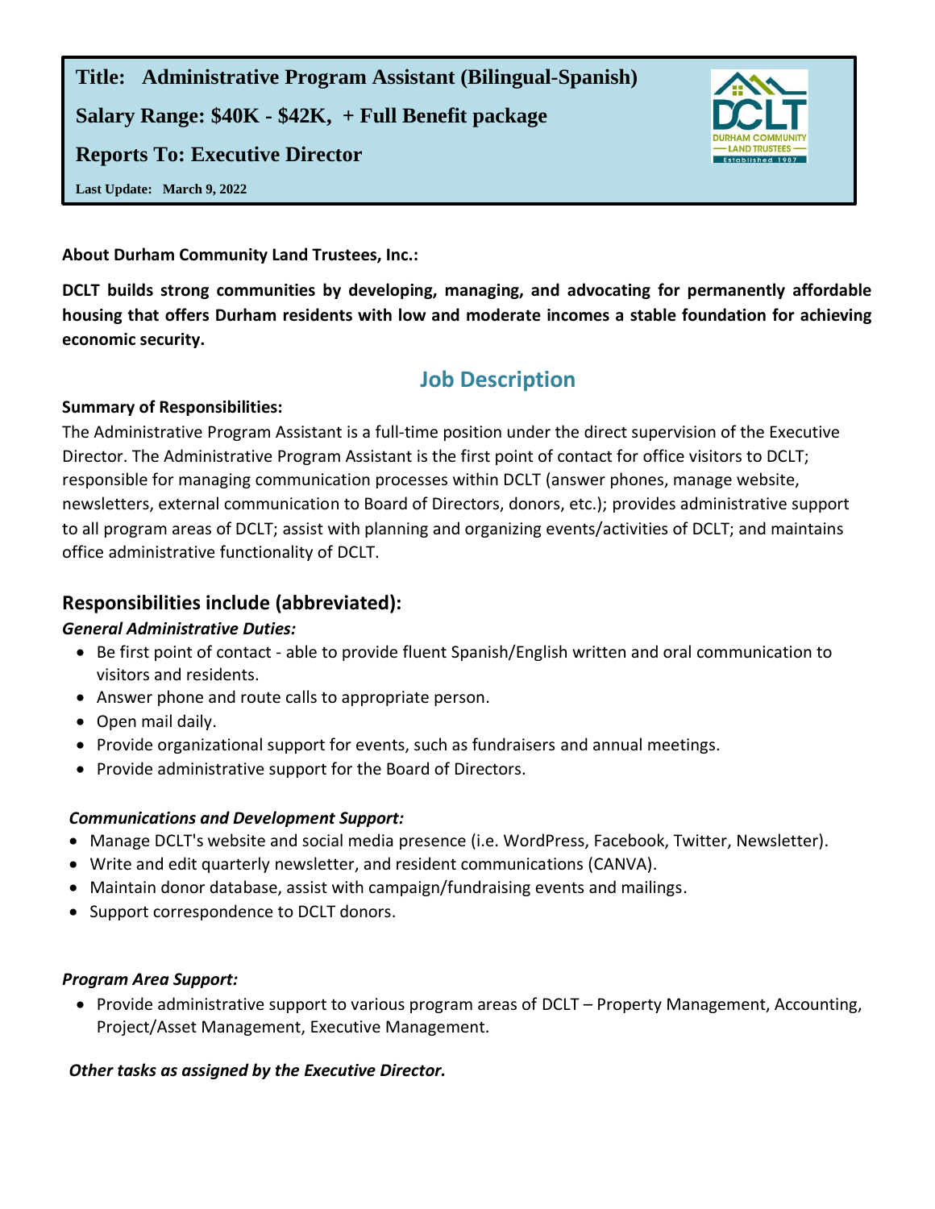**Title: Administrative Program Assistant (Bilingual-Spanish)**

**Salary Range: $40K - $42K, + Full Benefit package**

**Reports To: Executive Director**

**Last Update: March 9, 2022**

**About Durham Community Land Trustees, Inc.:**

**DCLT builds strong communities by developing, managing, and advocating for permanently affordable housing that offers Durham residents with low and moderate incomes a stable foundation for achieving economic security.**

## Job Description

**Summary of Responsibilities:**

The Administrative Program Assistant is a full-time position under the direct supervision of the Executive Director. The Administrative Program Assistant is the first point of contact for office visitors to DCLT; responsible for managing communication processes within DCLT (answer phones, manage website, newsletters, external communication to Board of Directors, donors, etc.); provides administrative support to all program areas of DCLT; assist with planning and organizing events/activities of DCLT; and maintains office administrative functionality of DCLT.

### Responsibilities include (abbreviated):

***General Administrative Duties:***

- Be first point of contact - able to provide fluent Spanish/English written and oral communication to visitors and residents.
- Answer phone and route calls to appropriate person.
- Open mail daily.
- Provide organizational support for events, such as fundraisers and annual meetings.
- Provide administrative support for the Board of Directors.

***Communications and Development Support:***

- Manage DCLT's website and social media presence (i.e. WordPress, Facebook, Twitter, Newsletter).
- Write and edit quarterly newsletter, and resident communications (CANVA).
- Maintain donor database, assist with campaign/fundraising events and mailings.
- Support correspondence to DCLT donors.

***Program Area Support:***

- Provide administrative support to various program areas of DCLT – Property Management, Accounting, Project/Asset Management, Executive Management.

***Other tasks as assigned by the Executive Director.***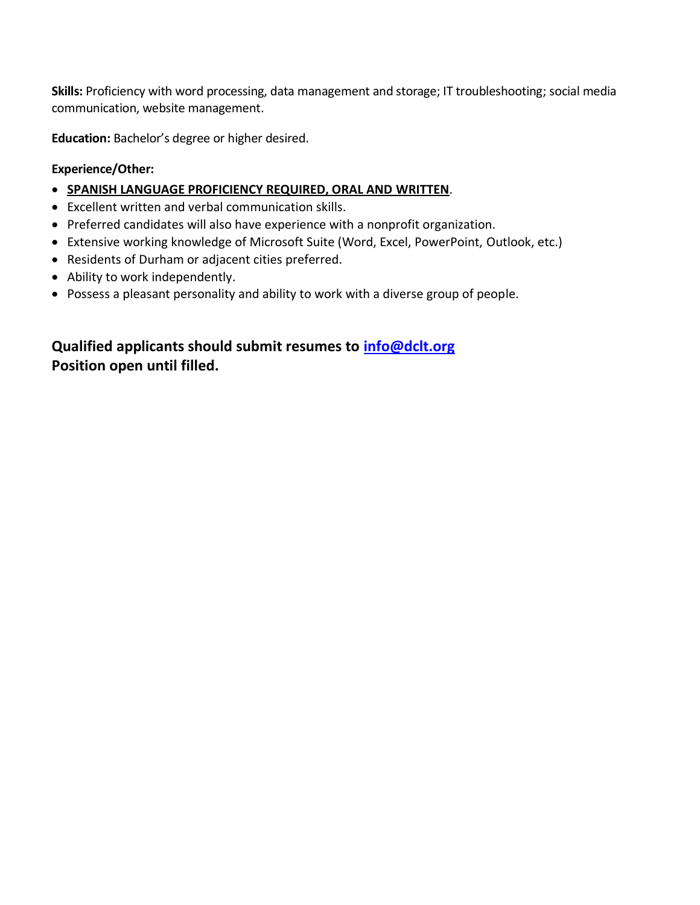**Skills:** Proficiency with word processing, data management and storage; IT troubleshooting; social media communication, website management.

**Education:** Bachelor's degree or higher desired.

**Experience/Other:**

- **SPANISH LANGUAGE PROFICIENCY REQUIRED, ORAL AND WRITTEN**.
- Excellent written and verbal communication skills.
- Preferred candidates will also have experience with a nonprofit organization.
- Extensive working knowledge of Microsoft Suite (Word, Excel, PowerPoint, Outlook, etc.)
- Residents of Durham or adjacent cities preferred.
- Ability to work independently.
- Possess a pleasant personality and ability to work with a diverse group of people.

**Qualified applicants should submit resumes to [info@dclt.org](mailto:info@dclt.org)**
**Position open until filled.**